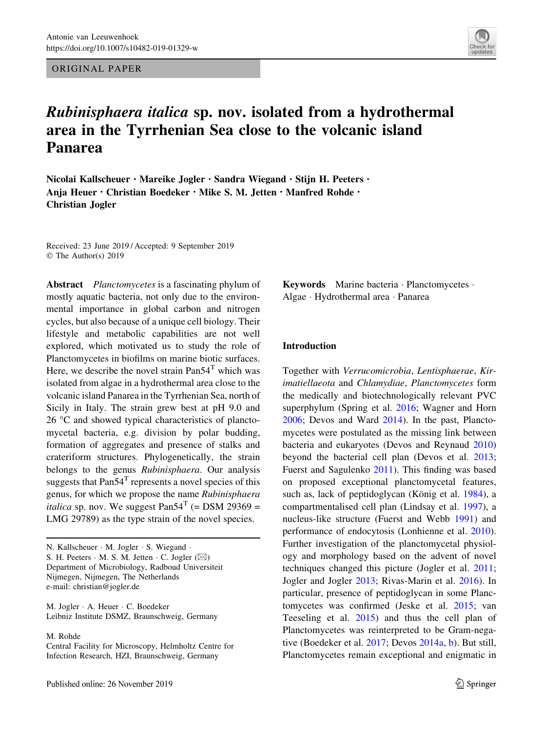ORIGINAL PAPER

# *Rubinisphaera italica* sp. nov. isolated from a hydrothermal area in the Tyrrhenian Sea close to the volcanic island Panarea

**Nicolai Kallscheuer · Mareike Jogler · Sandra Wiegand · Stijn H. Peeters · Anja Heuer · Christian Boedeker · Mike S. M. Jetten · Manfred Rohde · Christian Jogler**

Received: 23 June 2019 / Accepted: 9 September 2019
© The Author(s) 2019

**Abstract** *Planctomycetes* is a fascinating phylum of mostly aquatic bacteria, not only due to the environmental importance in global carbon and nitrogen cycles, but also because of a unique cell biology. Their lifestyle and metabolic capabilities are not well explored, which motivated us to study the role of Planctomycetes in biofilms on marine biotic surfaces. Here, we describe the novel strain Pan54[T] which was isolated from algae in a hydrothermal area close to the volcanic island Panarea in the Tyrrhenian Sea, north of Sicily in Italy. The strain grew best at pH 9.0 and 26 °C and showed typical characteristics of planctomycetal bacteria, e.g. division by polar budding, formation of aggregates and presence of stalks and crateriform structures. Phylogenetically, the strain belongs to the genus *Rubinisphaera*. Our analysis suggests that Pan54[T] represents a novel species of this genus, for which we propose the name *Rubinisphaera italica* sp. nov. We suggest Pan54[T] (= DSM 29369 = LMG 29789) as the type strain of the novel species.

N. Kallscheuer · M. Jogler · S. Wiegand · S. H. Peeters · M. S. M. Jetten · C. Jogler (✉)
Department of Microbiology, Radboud Universiteit Nijmegen, Nijmegen, The Netherlands
e-mail: christian@jogler.de

M. Jogler · A. Heuer · C. Boedeker
Leibniz Institute DSMZ, Braunschweig, Germany

M. Rohde
Central Facility for Microscopy, Helmholtz Centre for Infection Research, HZI, Braunschweig, Germany

**Keywords** Marine bacteria · Planctomycetes · Algae · Hydrothermal area · Panarea

## Introduction

Together with *Verrucomicrobia*, *Lentisphaerae*, *Kiritimatiellaeota* and *Chlamydiae*, *Planctomycetes* form the medically and biotechnologically relevant PVC superphylum (Spring et al. 2016; Wagner and Horn 2006; Devos and Ward 2014). In the past, Planctomycetes were postulated as the missing link between bacteria and eukaryotes (Devos and Reynaud 2010) beyond the bacterial cell plan (Devos et al. 2013; Fuerst and Sagulenko 2011). This finding was based on proposed exceptional planctomycetal features, such as, lack of peptidoglycan (König et al. 1984), a compartmentalised cell plan (Lindsay et al. 1997), a nucleus-like structure (Fuerst and Webb 1991) and performance of endocytosis (Lonhienne et al. 2010). Further investigation of the planctomycetal physiology and morphology based on the advent of novel techniques changed this picture (Jogler et al. 2011; Jogler and Jogler 2013; Rivas-Marin et al. 2016). In particular, presence of peptidoglycan in some Planctomycetes was confirmed (Jeske et al. 2015; van Teeseling et al. 2015) and thus the cell plan of Planctomycetes was reinterpreted to be Gram-negative (Boedeker et al. 2017; Devos 2014a, b). But still, Planctomycetes remain exceptional and enigmatic in

Published online: 26 November 2019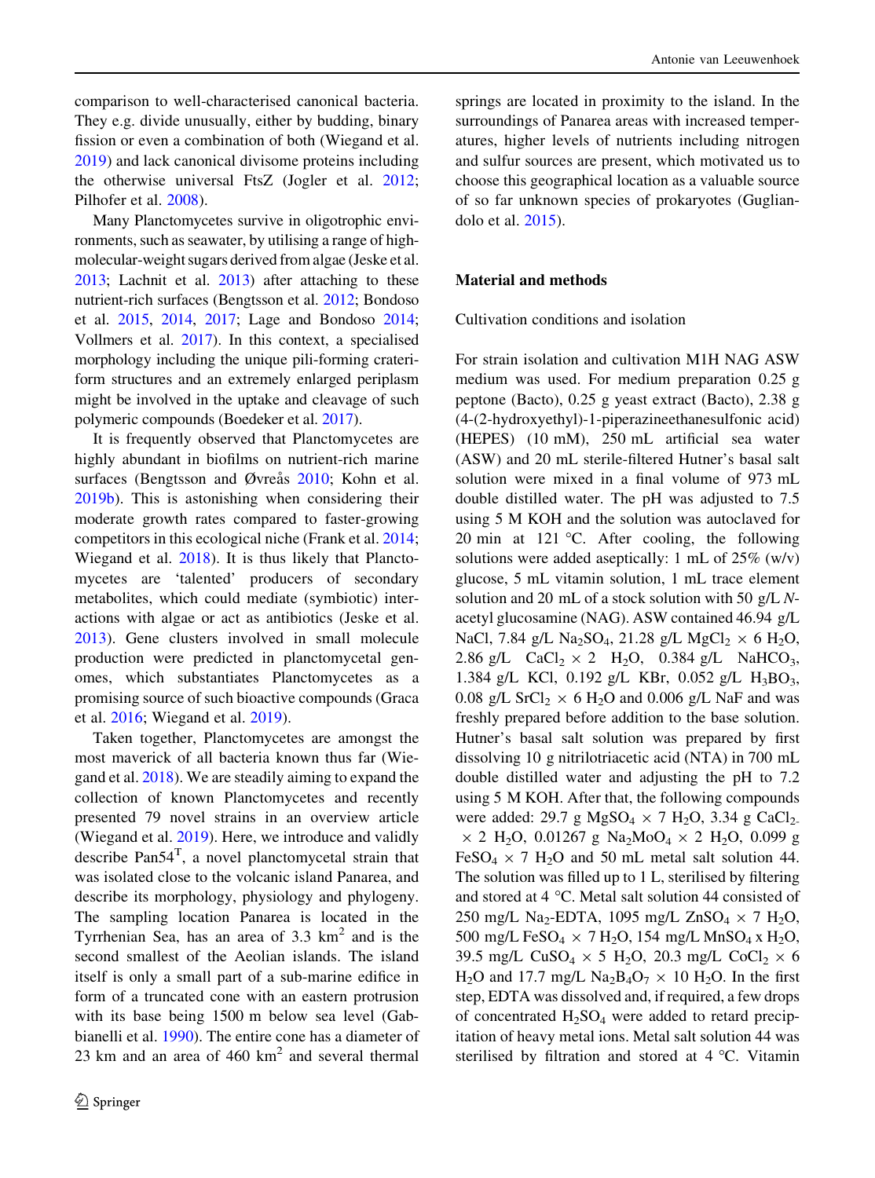comparison to well-characterised canonical bacteria. They e.g. divide unusually, either by budding, binary fission or even a combination of both (Wiegand et al. 2019) and lack canonical divisome proteins including the otherwise universal FtsZ (Jogler et al. 2012; Pilhofer et al. 2008).

Many Planctomycetes survive in oligotrophic environments, such as seawater, by utilising a range of high-molecular-weight sugars derived from algae (Jeske et al. 2013; Lachnit et al. 2013) after attaching to these nutrient-rich surfaces (Bengtsson et al. 2012; Bondoso et al. 2015, 2014, 2017; Lage and Bondoso 2014; Vollmers et al. 2017). In this context, a specialised morphology including the unique pili-forming crateriform structures and an extremely enlarged periplasm might be involved in the uptake and cleavage of such polymeric compounds (Boedeker et al. 2017).

It is frequently observed that Planctomycetes are highly abundant in biofilms on nutrient-rich marine surfaces (Bengtsson and Øvreås 2010; Kohn et al. 2019b). This is astonishing when considering their moderate growth rates compared to faster-growing competitors in this ecological niche (Frank et al. 2014; Wiegand et al. 2018). It is thus likely that Planctomycetes are 'talented' producers of secondary metabolites, which could mediate (symbiotic) interactions with algae or act as antibiotics (Jeske et al. 2013). Gene clusters involved in small molecule production were predicted in planctomycetal genomes, which substantiates Planctomycetes as a promising source of such bioactive compounds (Graca et al. 2016; Wiegand et al. 2019).

Taken together, Planctomycetes are amongst the most maverick of all bacteria known thus far (Wiegand et al. 2018). We are steadily aiming to expand the collection of known Planctomycetes and recently presented 79 novel strains in an overview article (Wiegand et al. 2019). Here, we introduce and validly describe Pan54$^T$, a novel planctomycetal strain that was isolated close to the volcanic island Panarea, and describe its morphology, physiology and phylogeny. The sampling location Panarea is located in the Tyrrhenian Sea, has an area of 3.3 km$^2$ and is the second smallest of the Aeolian islands. The island itself is only a small part of a sub-marine edifice in form of a truncated cone with an eastern protrusion with its base being 1500 m below sea level (Gabbianelli et al. 1990). The entire cone has a diameter of 23 km and an area of 460 km$^2$ and several thermal springs are located in proximity to the island. In the surroundings of Panarea areas with increased temperatures, higher levels of nutrients including nitrogen and sulfur sources are present, which motivated us to choose this geographical location as a valuable source of so far unknown species of prokaryotes (Gugliandolo et al. 2015).

## Material and methods

### Cultivation conditions and isolation

For strain isolation and cultivation M1H NAG ASW medium was used. For medium preparation 0.25 g peptone (Bacto), 0.25 g yeast extract (Bacto), 2.38 g (4-(2-hydroxyethyl)-1-piperazineethanesulfonic acid) (HEPES) (10 mM), 250 mL artificial sea water (ASW) and 20 mL sterile-filtered Hutner's basal salt solution were mixed in a final volume of 973 mL double distilled water. The pH was adjusted to 7.5 using 5 M KOH and the solution was autoclaved for 20 min at 121 °C. After cooling, the following solutions were added aseptically: 1 mL of 25% (w/v) glucose, 5 mL vitamin solution, 1 mL trace element solution and 20 mL of a stock solution with 50 g/L *N*-acetyl glucosamine (NAG). ASW contained 46.94 g/L NaCl, 7.84 g/L $Na_2SO_4$, 21.28 g/L $MgCl_2 \times 6\,H_2O$, 2.86 g/L $CaCl_2 \times 2\,H_2O$, 0.384 g/L $NaHCO_3$, 1.384 g/L KCl, 0.192 g/L KBr, 0.052 g/L $H_3BO_3$, 0.08 g/L $SrCl_2 \times 6\,H_2O$ and 0.006 g/L NaF and was freshly prepared before addition to the base solution. Hutner's basal salt solution was prepared by first dissolving 10 g nitrilotriacetic acid (NTA) in 700 mL double distilled water and adjusting the pH to 7.2 using 5 M KOH. After that, the following compounds were added: 29.7 g $MgSO_4 \times 7\,H_2O$, 3.34 g $CaCl_2 \times 2\,H_2O$, 0.01267 g $Na_2MoO_4 \times 2\,H_2O$, 0.099 g $FeSO_4 \times 7\,H_2O$ and 50 mL metal salt solution 44. The solution was filled up to 1 L, sterilised by filtering and stored at 4 °C. Metal salt solution 44 consisted of 250 mg/L $Na_2$-EDTA, 1095 mg/L $ZnSO_4 \times 7\,H_2O$, 500 mg/L $FeSO_4 \times 7\,H_2O$, 154 mg/L $MnSO_4$ x $H_2O$, 39.5 mg/L $CuSO_4 \times 5\,H_2O$, 20.3 mg/L $CoCl_2 \times 6\,H_2O$ and 17.7 mg/L $Na_2B_4O_7 \times 10\,H_2O$. In the first step, EDTA was dissolved and, if required, a few drops of concentrated $H_2SO_4$ were added to retard precipitation of heavy metal ions. Metal salt solution 44 was sterilised by filtration and stored at 4 °C. Vitamin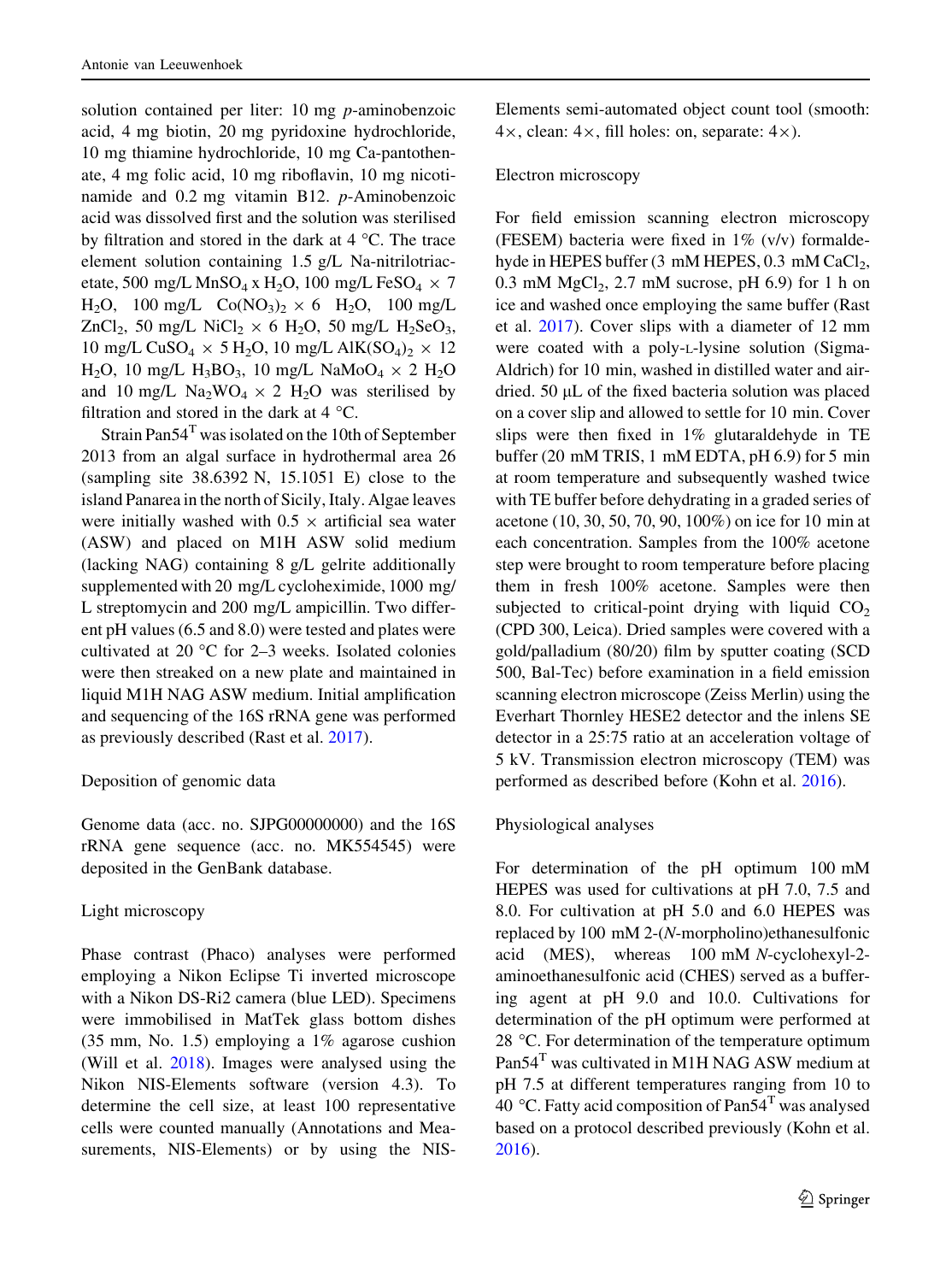solution contained per liter: 10 mg *p*-aminobenzoic acid, 4 mg biotin, 20 mg pyridoxine hydrochloride, 10 mg thiamine hydrochloride, 10 mg Ca-pantothenate, 4 mg folic acid, 10 mg riboflavin, 10 mg nicotinamide and 0.2 mg vitamin B12. *p*-Aminobenzoic acid was dissolved first and the solution was sterilised by filtration and stored in the dark at 4 °C. The trace element solution containing 1.5 g/L Na-nitrilotriacetate, 500 mg/L $MnSO_4 \times H_2O$, 100 mg/L $FeSO_4 \times 7\ H_2O$, 100 mg/L $Co(NO_3)_2 \times 6\ H_2O$, 100 mg/L $ZnCl_2$, 50 mg/L $NiCl_2 \times 6\ H_2O$, 50 mg/L $H_2SeO_3$, 10 mg/L $CuSO_4 \times 5\ H_2O$, 10 mg/L $AlK(SO_4)_2 \times 12\ H_2O$, 10 mg/L $H_3BO_3$, 10 mg/L $NaMoO_4 \times 2\ H_2O$ and 10 mg/L $Na_2WO_4 \times 2\ H_2O$ was sterilised by filtration and stored in the dark at 4 °C.

Strain Pan54$^T$ was isolated on the 10th of September 2013 from an algal surface in hydrothermal area 26 (sampling site 38.6392 N, 15.1051 E) close to the island Panarea in the north of Sicily, Italy. Algae leaves were initially washed with 0.5 × artificial sea water (ASW) and placed on M1H ASW solid medium (lacking NAG) containing 8 g/L gelrite additionally supplemented with 20 mg/L cycloheximide, 1000 mg/L streptomycin and 200 mg/L ampicillin. Two different pH values (6.5 and 8.0) were tested and plates were cultivated at 20 °C for 2–3 weeks. Isolated colonies were then streaked on a new plate and maintained in liquid M1H NAG ASW medium. Initial amplification and sequencing of the 16S rRNA gene was performed as previously described (Rast et al. 2017).

Deposition of genomic data

Genome data (acc. no. SJPG00000000) and the 16S rRNA gene sequence (acc. no. MK554545) were deposited in the GenBank database.

Light microscopy

Phase contrast (Phaco) analyses were performed employing a Nikon Eclipse Ti inverted microscope with a Nikon DS-Ri2 camera (blue LED). Specimens were immobilised in MatTek glass bottom dishes (35 mm, No. 1.5) employing a 1% agarose cushion (Will et al. 2018). Images were analysed using the Nikon NIS-Elements software (version 4.3). To determine the cell size, at least 100 representative cells were counted manually (Annotations and Measurements, NIS-Elements) or by using the NIS-Elements semi-automated object count tool (smooth: 4×, clean: 4×, fill holes: on, separate: 4×).

Electron microscopy

For field emission scanning electron microscopy (FESEM) bacteria were fixed in 1% (v/v) formaldehyde in HEPES buffer (3 mM HEPES, 0.3 mM $CaCl_2$, 0.3 mM $MgCl_2$, 2.7 mM sucrose, pH 6.9) for 1 h on ice and washed once employing the same buffer (Rast et al. 2017). Cover slips with a diameter of 12 mm were coated with a poly-L-lysine solution (Sigma-Aldrich) for 10 min, washed in distilled water and air-dried. 50 µL of the fixed bacteria solution was placed on a cover slip and allowed to settle for 10 min. Cover slips were then fixed in 1% glutaraldehyde in TE buffer (20 mM TRIS, 1 mM EDTA, pH 6.9) for 5 min at room temperature and subsequently washed twice with TE buffer before dehydrating in a graded series of acetone (10, 30, 50, 70, 90, 100%) on ice for 10 min at each concentration. Samples from the 100% acetone step were brought to room temperature before placing them in fresh 100% acetone. Samples were then subjected to critical-point drying with liquid $CO_2$ (CPD 300, Leica). Dried samples were covered with a gold/palladium (80/20) film by sputter coating (SCD 500, Bal-Tec) before examination in a field emission scanning electron microscope (Zeiss Merlin) using the Everhart Thornley HESE2 detector and the inlens SE detector in a 25:75 ratio at an acceleration voltage of 5 kV. Transmission electron microscopy (TEM) was performed as described before (Kohn et al. 2016).

Physiological analyses

For determination of the pH optimum 100 mM HEPES was used for cultivations at pH 7.0, 7.5 and 8.0. For cultivation at pH 5.0 and 6.0 HEPES was replaced by 100 mM 2-(*N*-morpholino)ethanesulfonic acid (MES), whereas 100 mM *N*-cyclohexyl-2-aminoethanesulfonic acid (CHES) served as a buffering agent at pH 9.0 and 10.0. Cultivations for determination of the pH optimum were performed at 28 °C. For determination of the temperature optimum Pan54$^T$ was cultivated in M1H NAG ASW medium at pH 7.5 at different temperatures ranging from 10 to 40 °C. Fatty acid composition of Pan54$^T$ was analysed based on a protocol described previously (Kohn et al. 2016).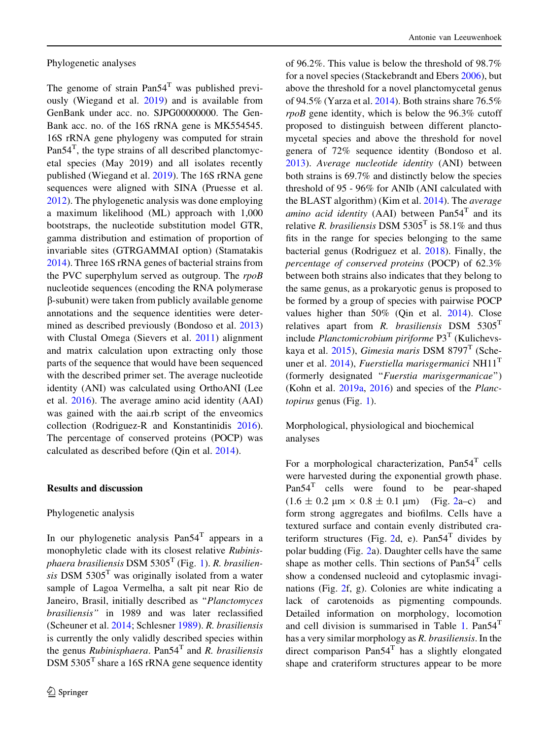Phylogenetic analyses

The genome of strain Pan54$^T$ was published previously (Wiegand et al. 2019) and is available from GenBank under acc. no. SJPG00000000. The GenBank acc. no. of the 16S rRNA gene is MK554545. 16S rRNA gene phylogeny was computed for strain Pan54$^T$, the type strains of all described planctomycetal species (May 2019) and all isolates recently published (Wiegand et al. 2019). The 16S rRNA gene sequences were aligned with SINA (Pruesse et al. 2012). The phylogenetic analysis was done employing a maximum likelihood (ML) approach with 1,000 bootstraps, the nucleotide substitution model GTR, gamma distribution and estimation of proportion of invariable sites (GTRGAMMAI option) (Stamatakis 2014). Three 16S rRNA genes of bacterial strains from the PVC superphylum served as outgroup. The *rpoB* nucleotide sequences (encoding the RNA polymerase β-subunit) were taken from publicly available genome annotations and the sequence identities were determined as described previously (Bondoso et al. 2013) with Clustal Omega (Sievers et al. 2011) alignment and matrix calculation upon extracting only those parts of the sequence that would have been sequenced with the described primer set. The average nucleotide identity (ANI) was calculated using OrthoANI (Lee et al. 2016). The average amino acid identity (AAI) was gained with the aai.rb script of the enveomics collection (Rodriguez-R and Konstantinidis 2016). The percentage of conserved proteins (POCP) was calculated as described before (Qin et al. 2014).

## Results and discussion

Phylogenetic analysis

In our phylogenetic analysis Pan54$^T$ appears in a monophyletic clade with its closest relative *Rubinisphaera brasiliensis* DSM 5305$^T$ (Fig. 1). *R. brasiliensis* DSM 5305$^T$ was originally isolated from a water sample of Lagoa Vermelha, a salt pit near Rio de Janeiro, Brasil, initially described as "*Planctomyces brasiliensis"* in 1989 and was later reclassified (Scheuner et al. 2014; Schlesner 1989). *R. brasiliensis* is currently the only validly described species within the genus *Rubinisphaera*. Pan54$^T$ and *R. brasiliensis* DSM 5305$^T$ share a 16S rRNA gene sequence identity of 96.2%. This value is below the threshold of 98.7% for a novel species (Stackebrandt and Ebers 2006), but above the threshold for a novel planctomycetal genus of 94.5% (Yarza et al. 2014). Both strains share 76.5% *rpoB* gene identity, which is below the 96.3% cutoff proposed to distinguish between different planctomycetal species and above the threshold for novel genera of 72% sequence identity (Bondoso et al. 2013). *Average nucleotide identity* (ANI) between both strains is 69.7% and distinctly below the species threshold of 95 - 96% for ANIb (ANI calculated with the BLAST algorithm) (Kim et al. 2014). The *average amino acid identity* (AAI) between Pan54$^T$ and its relative *R. brasiliensis* DSM 5305$^T$ is 58.1% and thus fits in the range for species belonging to the same bacterial genus (Rodriguez et al. 2018). Finally, the *percentage of conserved proteins* (POCP) of 62.3% between both strains also indicates that they belong to the same genus, as a prokaryotic genus is proposed to be formed by a group of species with pairwise POCP values higher than 50% (Qin et al. 2014). Close relatives apart from *R. brasiliensis* DSM 5305$^T$ include *Planctomicrobium piriforme* P3$^T$ (Kulichevskaya et al. 2015), *Gimesia maris* DSM 8797$^T$ (Scheuner et al. 2014), *Fuerstiella marisgermanici* NH11$^T$ (formerly designated "*Fuerstia marisgermanicae*") (Kohn et al. 2019a, 2016) and species of the *Planctopirus* genus (Fig. 1).

Morphological, physiological and biochemical analyses

For a morphological characterization, Pan54$^T$ cells were harvested during the exponential growth phase. Pan54$^T$ cells were found to be pear-shaped ($1.6 \pm 0.2$ µm × $0.8 \pm 0.1$ µm) (Fig. 2a–c) and form strong aggregates and biofilms. Cells have a textured surface and contain evenly distributed crateriform structures (Fig. 2d, e). Pan54$^T$ divides by polar budding (Fig. 2a). Daughter cells have the same shape as mother cells. Thin sections of Pan54$^T$ cells show a condensed nucleoid and cytoplasmic invaginations (Fig. 2f, g). Colonies are white indicating a lack of carotenoids as pigmenting compounds. Detailed information on morphology, locomotion and cell division is summarised in Table 1. Pan54$^T$ has a very similar morphology as *R. brasiliensis*. In the direct comparison Pan54$^T$ has a slightly elongated shape and crateriform structures appear to be more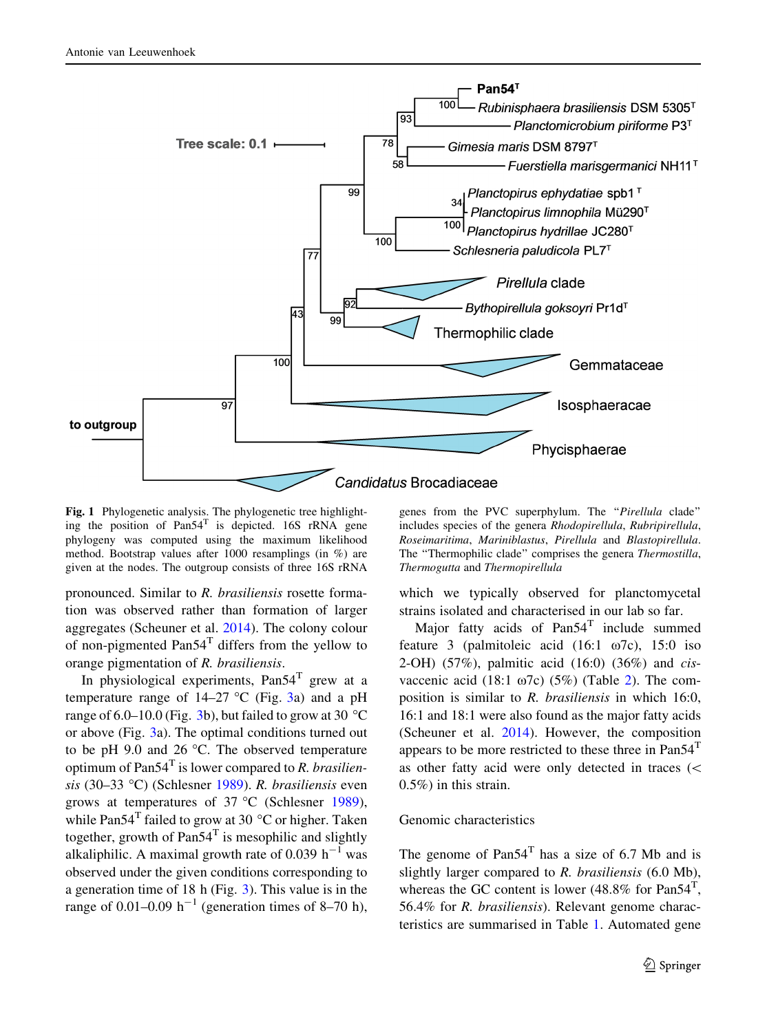**Fig. 1** Phylogenetic analysis. The phylogenetic tree highlighting the position of Pan54[T] is depicted. 16S rRNA gene phylogeny was computed using the maximum likelihood method. Bootstrap values after 1000 resamplings (in %) are given at the nodes. The outgroup consists of three 16S rRNA genes from the PVC superphylum. The "*Pirellula* clade" includes species of the genera *Rhodopirellula*, *Rubripirellula*, *Roseimaritima*, *Mariniblastus*, *Pirellula* and *Blastopirellula*. The "Thermophilic clade" comprises the genera *Thermostilla*, *Thermogutta* and *Thermopirellula*

pronounced. Similar to *R. brasiliensis* rosette formation was observed rather than formation of larger aggregates (Scheuner et al. 2014). The colony colour of non-pigmented Pan54[T] differs from the yellow to orange pigmentation of *R. brasiliensis*.

In physiological experiments, Pan54[T] grew at a temperature range of 14–27 °C (Fig. 3a) and a pH range of 6.0–10.0 (Fig. 3b), but failed to grow at 30 °C or above (Fig. 3a). The optimal conditions turned out to be pH 9.0 and 26 °C. The observed temperature optimum of Pan54[T] is lower compared to *R. brasiliensis* (30–33 °C) (Schlesner 1989). *R. brasiliensis* even grows at temperatures of 37 °C (Schlesner 1989), while Pan54[T] failed to grow at 30 °C or higher. Taken together, growth of Pan54[T] is mesophilic and slightly alkaliphilic. A maximal growth rate of 0.039 $h^{-1}$ was observed under the given conditions corresponding to a generation time of 18 h (Fig. 3). This value is in the range of 0.01–0.09 $h^{-1}$ (generation times of 8–70 h), which we typically observed for planctomycetal strains isolated and characterised in our lab so far.

Major fatty acids of Pan54[T] include summed feature 3 (palmitoleic acid (16:1 ω7c), 15:0 iso 2-OH) (57%), palmitic acid (16:0) (36%) and *cis*-vaccenic acid (18:1 ω7c) (5%) (Table 2). The composition is similar to *R. brasiliensis* in which 16:0, 16:1 and 18:1 were also found as the major fatty acids (Scheuner et al. 2014). However, the composition appears to be more restricted to these three in Pan54[T] as other fatty acid were only detected in traces (< 0.5%) in this strain.

## Genomic characteristics

The genome of Pan54[T] has a size of 6.7 Mb and is slightly larger compared to *R. brasiliensis* (6.0 Mb), whereas the GC content is lower (48.8% for Pan54[T], 56.4% for *R. brasiliensis*). Relevant genome characteristics are summarised in Table 1. Automated gene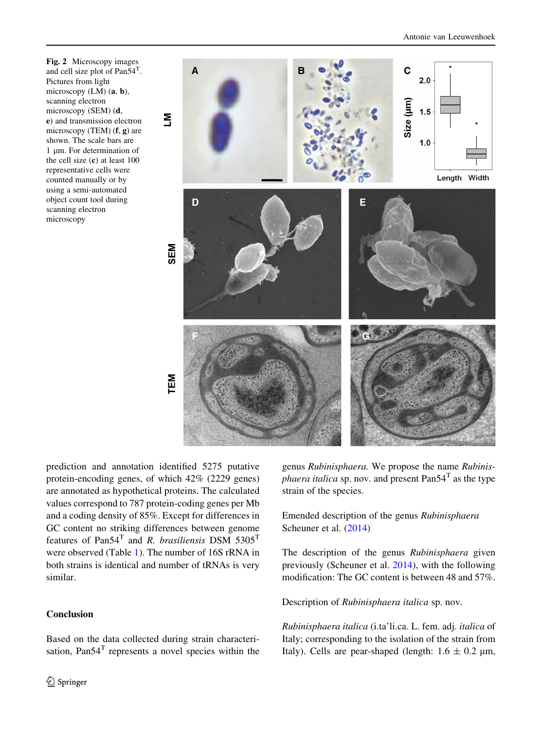Fig. 2 Microscopy images and cell size plot of Pan54$^T$. Pictures from light microscopy (LM) (**a**, **b**), scanning electron microscopy (SEM) (**d**, **e**) and transmission electron microscopy (TEM) (**f**, **g**) are shown. The scale bars are 1 µm. For determination of the cell size (**c**) at least 100 representative cells were counted manually or by using a semi-automated object count tool during scanning electron microscopy

prediction and annotation identified 5275 putative protein-encoding genes, of which 42% (2229 genes) are annotated as hypothetical proteins. The calculated values correspond to 787 protein-coding genes per Mb and a coding density of 85%. Except for differences in GC content no striking differences between genome features of Pan54$^T$ and *R. brasiliensis* DSM 5305$^T$ were observed (Table 1). The number of 16S rRNA in both strains is identical and number of tRNAs is very similar.

## Conclusion

Based on the data collected during strain characterisation, Pan54$^T$ represents a novel species within the genus *Rubinisphaera.* We propose the name *Rubinisphaera italica* sp. nov. and present Pan54$^T$ as the type strain of the species.

Emended description of the genus *Rubinisphaera* Scheuner et al. (2014)

The description of the genus *Rubinisphaera* given previously (Scheuner et al. 2014), with the following modification: The GC content is between 48 and 57%.

Description of *Rubinisphaera italica* sp. nov.

*Rubinisphaera italica* (i.ta'li.ca. L. fem. adj. *italica* of Italy; corresponding to the isolation of the strain from Italy). Cells are pear-shaped (length: 1.6 ± 0.2 µm,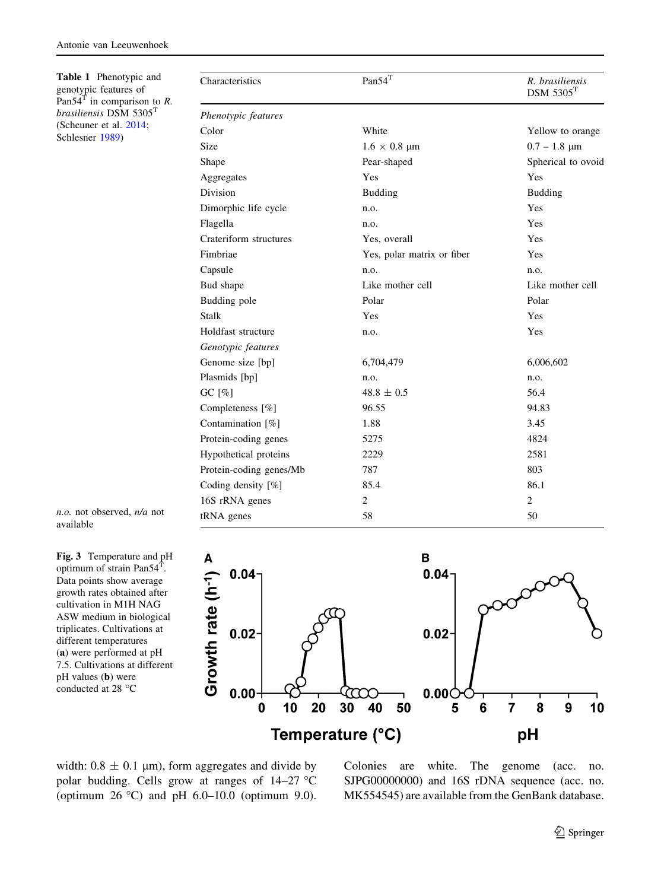**Table 1** Phenotypic and genotypic features of Pan54$^{T}$ in comparison to *R. brasiliensis* DSM 5305$^{T}$ (Scheuner et al. 2014; Schlesner 1989)

| Characteristics | Pan54$^{T}$ | *R. brasiliensis* DSM 5305$^{T}$ |
|---|---|---|
| *Phenotypic features* | | |
| Color | White | Yellow to orange |
| Size | 1.6 × 0.8 µm | 0.7 – 1.8 µm |
| Shape | Pear-shaped | Spherical to ovoid |
| Aggregates | Yes | Yes |
| Division | Budding | Budding |
| Dimorphic life cycle | n.o. | Yes |
| Flagella | n.o. | Yes |
| Crateriform structures | Yes, overall | Yes |
| Fimbriae | Yes, polar matrix or fiber | Yes |
| Capsule | n.o. | n.o. |
| Bud shape | Like mother cell | Like mother cell |
| Budding pole | Polar | Polar |
| Stalk | Yes | Yes |
| Holdfast structure | n.o. | Yes |
| *Genotypic features* | | |
| Genome size [bp] | 6,704,479 | 6,006,602 |
| Plasmids [bp] | n.o. | n.o. |
| GC [%] | 48.8 ± 0.5 | 56.4 |
| Completeness [%] | 96.55 | 94.83 |
| Contamination [%] | 1.88 | 3.45 |
| Protein-coding genes | 5275 | 4824 |
| Hypothetical proteins | 2229 | 2581 |
| Protein-coding genes/Mb | 787 | 803 |
| Coding density [%] | 85.4 | 86.1 |
| 16S rRNA genes | 2 | 2 |
| tRNA genes | 58 | 50 |

*n.o.* not observed, *n/a* not available

**Fig. 3** Temperature and pH optimum of strain Pan54$^{T}$. Data points show average growth rates obtained after cultivation in M1H NAG ASW medium in biological triplicates. Cultivations at different temperatures (**a**) were performed at pH 7.5. Cultivations at different pH values (**b**) were conducted at 28 °C

width: 0.8 ± 0.1 µm), form aggregates and divide by polar budding. Cells grow at ranges of 14–27 °C (optimum 26 °C) and pH 6.0–10.0 (optimum 9.0). Colonies are white. The genome (acc. no. SJPG00000000) and 16S rDNA sequence (acc. no. MK554545) are available from the GenBank database.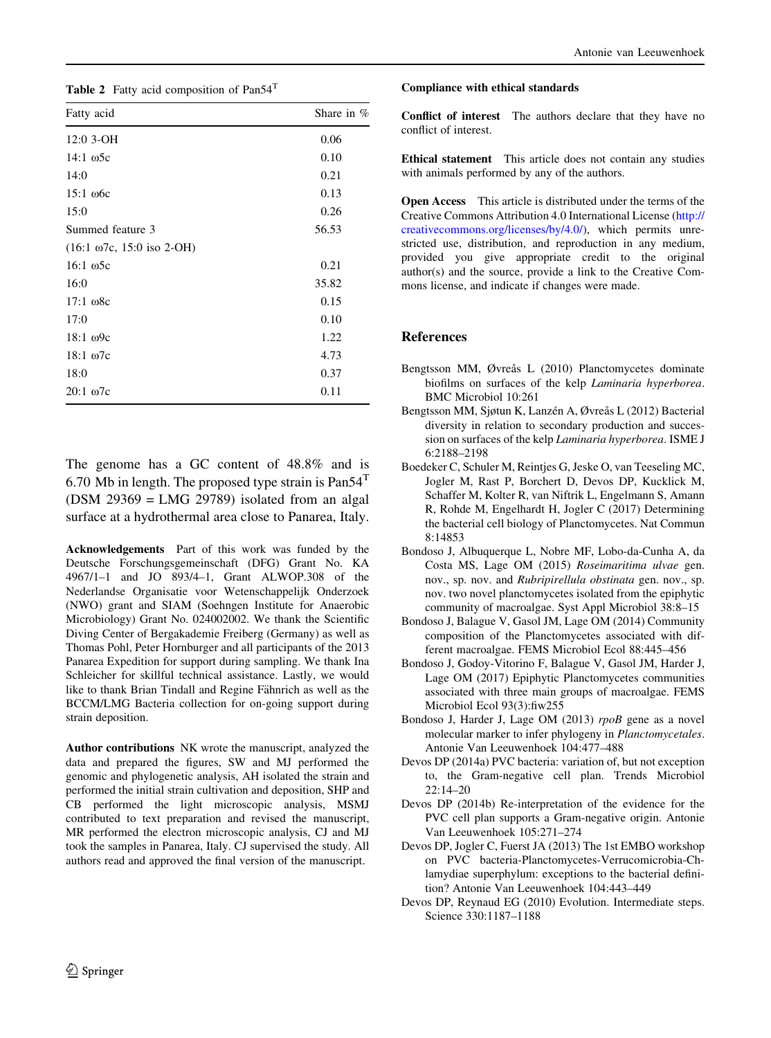**Table 2** Fatty acid composition of Pan54$^T$

| Fatty acid | Share in % |
|---|---|
| 12:0 3-OH | 0.06 |
| 14:1 ω5c | 0.10 |
| 14:0 | 0.21 |
| 15:1 ω6c | 0.13 |
| 15:0 | 0.26 |
| Summed feature 3 (16:1 ω7c, 15:0 iso 2-OH) | 56.53 |
| 16:1 ω5c | 0.21 |
| 16:0 | 35.82 |
| 17:1 ω8c | 0.15 |
| 17:0 | 0.10 |
| 18:1 ω9c | 1.22 |
| 18:1 ω7c | 4.73 |
| 18:0 | 0.37 |
| 20:1 ω7c | 0.11 |

The genome has a GC content of 48.8% and is 6.70 Mb in length. The proposed type strain is Pan54$^T$ (DSM 29369 = LMG 29789) isolated from an algal surface at a hydrothermal area close to Panarea, Italy.

**Acknowledgements** Part of this work was funded by the Deutsche Forschungsgemeinschaft (DFG) Grant No. KA 4967/1–1 and JO 893/4–1, Grant ALWOP.308 of the Nederlandse Organisatie voor Wetenschappelijk Onderzoek (NWO) grant and SIAM (Soehngen Institute for Anaerobic Microbiology) Grant No. 024002002. We thank the Scientific Diving Center of Bergakademie Freiberg (Germany) as well as Thomas Pohl, Peter Hornburger and all participants of the 2013 Panarea Expedition for support during sampling. We thank Ina Schleicher for skillful technical assistance. Lastly, we would like to thank Brian Tindall and Regine Fähnrich as well as the BCCM/LMG Bacteria collection for on-going support during strain deposition.

**Author contributions** NK wrote the manuscript, analyzed the data and prepared the figures, SW and MJ performed the genomic and phylogenetic analysis, AH isolated the strain and performed the initial strain cultivation and deposition, SHP and CB performed the light microscopic analysis, MSMJ contributed to text preparation and revised the manuscript, MR performed the electron microscopic analysis, CJ and MJ took the samples in Panarea, Italy. CJ supervised the study. All authors read and approved the final version of the manuscript.

**Compliance with ethical standards**

**Conflict of interest** The authors declare that they have no conflict of interest.

**Ethical statement** This article does not contain any studies with animals performed by any of the authors.

**Open Access** This article is distributed under the terms of the Creative Commons Attribution 4.0 International License (http://creativecommons.org/licenses/by/4.0/), which permits unrestricted use, distribution, and reproduction in any medium, provided you give appropriate credit to the original author(s) and the source, provide a link to the Creative Commons license, and indicate if changes were made.

## References

Bengtsson MM, Øvreås L (2010) Planctomycetes dominate biofilms on surfaces of the kelp *Laminaria hyperborea*. BMC Microbiol 10:261

Bengtsson MM, Sjøtun K, Lanzén A, Øvreås L (2012) Bacterial diversity in relation to secondary production and succession on surfaces of the kelp *Laminaria hyperborea*. ISME J 6:2188–2198

Boedeker C, Schuler M, Reintjes G, Jeske O, van Teeseling MC, Jogler M, Rast P, Borchert D, Devos DP, Kucklick M, Schaffer M, Kolter R, van Niftrik L, Engelmann S, Amann R, Rohde M, Engelhardt H, Jogler C (2017) Determining the bacterial cell biology of Planctomycetes. Nat Commun 8:14853

Bondoso J, Albuquerque L, Nobre MF, Lobo-da-Cunha A, da Costa MS, Lage OM (2015) *Roseimaritima ulvae* gen. nov., sp. nov. and *Rubripirellula obstinata* gen. nov., sp. nov. two novel planctomycetes isolated from the epiphytic community of macroalgae. Syst Appl Microbiol 38:8–15

Bondoso J, Balague V, Gasol JM, Lage OM (2014) Community composition of the Planctomycetes associated with different macroalgae. FEMS Microbiol Ecol 88:445–456

Bondoso J, Godoy-Vitorino F, Balague V, Gasol JM, Harder J, Lage OM (2017) Epiphytic Planctomycetes communities associated with three main groups of macroalgae. FEMS Microbiol Ecol 93(3):fiw255

Bondoso J, Harder J, Lage OM (2013) *rpoB* gene as a novel molecular marker to infer phylogeny in *Planctomycetales*. Antonie Van Leeuwenhoek 104:477–488

Devos DP (2014a) PVC bacteria: variation of, but not exception to, the Gram-negative cell plan. Trends Microbiol 22:14–20

Devos DP (2014b) Re-interpretation of the evidence for the PVC cell plan supports a Gram-negative origin. Antonie Van Leeuwenhoek 105:271–274

Devos DP, Jogler C, Fuerst JA (2013) The 1st EMBO workshop on PVC bacteria-Planctomycetes-Verrucomicrobia-Chlamydiae superphylum: exceptions to the bacterial definition? Antonie Van Leeuwenhoek 104:443–449

Devos DP, Reynaud EG (2010) Evolution. Intermediate steps. Science 330:1187–1188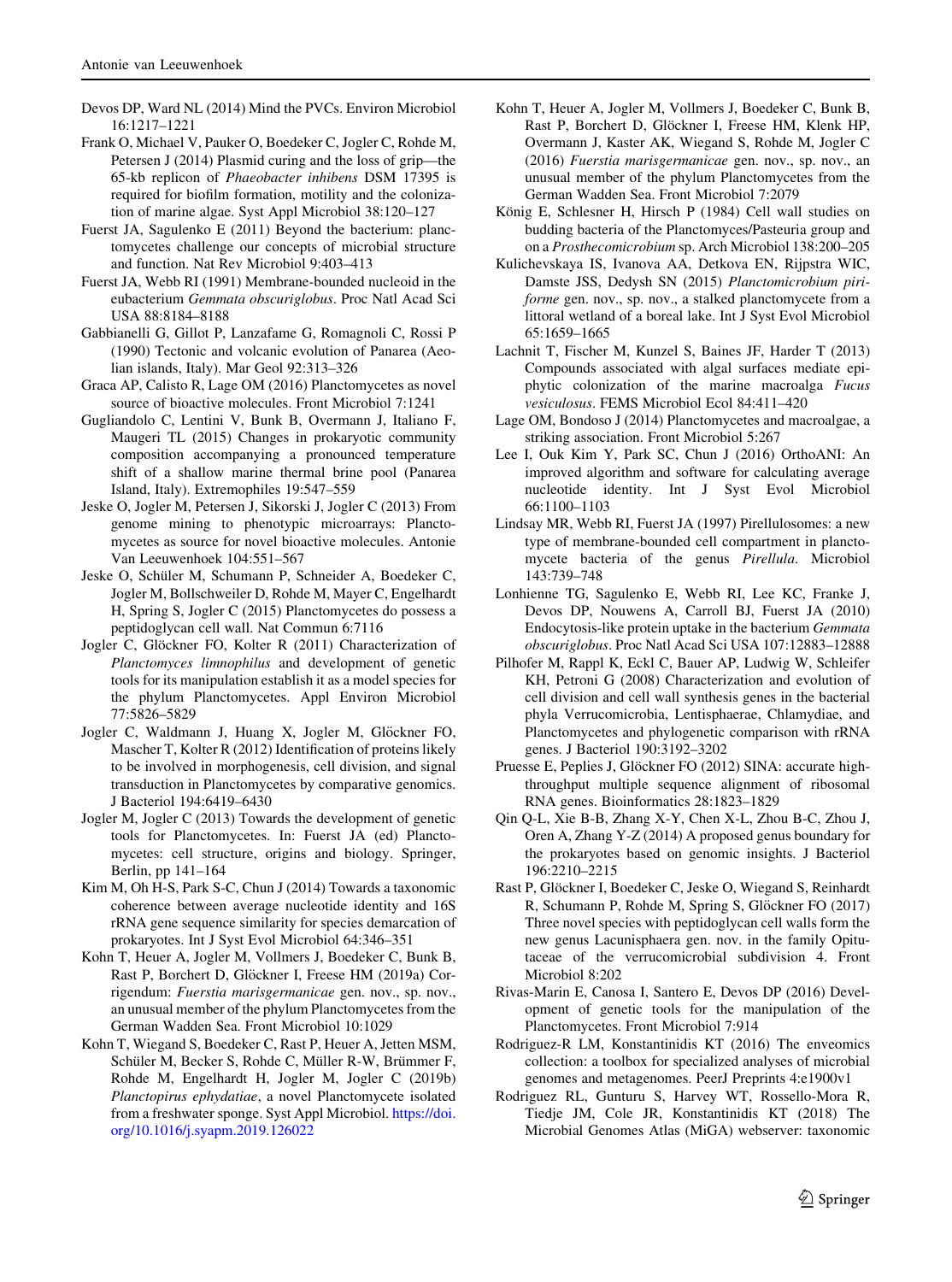Devos DP, Ward NL (2014) Mind the PVCs. Environ Microbiol 16:1217–1221

Frank O, Michael V, Pauker O, Boedeker C, Jogler C, Rohde M, Petersen J (2014) Plasmid curing and the loss of grip—the 65-kb replicon of *Phaeobacter inhibens* DSM 17395 is required for biofilm formation, motility and the colonization of marine algae. Syst Appl Microbiol 38:120–127

Fuerst JA, Sagulenko E (2011) Beyond the bacterium: planctomycetes challenge our concepts of microbial structure and function. Nat Rev Microbiol 9:403–413

Fuerst JA, Webb RI (1991) Membrane-bounded nucleoid in the eubacterium *Gemmata obscuriglobus*. Proc Natl Acad Sci USA 88:8184–8188

Gabbianelli G, Gillot P, Lanzafame G, Romagnoli C, Rossi P (1990) Tectonic and volcanic evolution of Panarea (Aeolian islands, Italy). Mar Geol 92:313–326

Graca AP, Calisto R, Lage OM (2016) Planctomycetes as novel source of bioactive molecules. Front Microbiol 7:1241

Gugliandolo C, Lentini V, Bunk B, Overmann J, Italiano F, Maugeri TL (2015) Changes in prokaryotic community composition accompanying a pronounced temperature shift of a shallow marine thermal brine pool (Panarea Island, Italy). Extremophiles 19:547–559

Jeske O, Jogler M, Petersen J, Sikorski J, Jogler C (2013) From genome mining to phenotypic microarrays: Planctomycetes as source for novel bioactive molecules. Antonie Van Leeuwenhoek 104:551–567

Jeske O, Schüler M, Schumann P, Schneider A, Boedeker C, Jogler M, Bollschweiler D, Rohde M, Mayer C, Engelhardt H, Spring S, Jogler C (2015) Planctomycetes do possess a peptidoglycan cell wall. Nat Commun 6:7116

Jogler C, Glöckner FO, Kolter R (2011) Characterization of *Planctomyces limnophilus* and development of genetic tools for its manipulation establish it as a model species for the phylum Planctomycetes. Appl Environ Microbiol 77:5826–5829

Jogler C, Waldmann J, Huang X, Jogler M, Glöckner FO, Mascher T, Kolter R (2012) Identification of proteins likely to be involved in morphogenesis, cell division, and signal transduction in Planctomycetes by comparative genomics. J Bacteriol 194:6419–6430

Jogler M, Jogler C (2013) Towards the development of genetic tools for Planctomycetes. In: Fuerst JA (ed) Planctomycetes: cell structure, origins and biology. Springer, Berlin, pp 141–164

Kim M, Oh H-S, Park S-C, Chun J (2014) Towards a taxonomic coherence between average nucleotide identity and 16S rRNA gene sequence similarity for species demarcation of prokaryotes. Int J Syst Evol Microbiol 64:346–351

Kohn T, Heuer A, Jogler M, Vollmers J, Boedeker C, Bunk B, Rast P, Borchert D, Glöckner I, Freese HM (2019a) Corrigendum: *Fuerstia marisgermanicae* gen. nov., sp. nov., an unusual member of the phylum Planctomycetes from the German Wadden Sea. Front Microbiol 10:1029

Kohn T, Wiegand S, Boedeker C, Rast P, Heuer A, Jetten MSM, Schüler M, Becker S, Rohde C, Müller R-W, Brümmer F, Rohde M, Engelhardt H, Jogler M, Jogler C (2019b) *Planctopirus ephydatiae*, a novel Planctomycete isolated from a freshwater sponge. Syst Appl Microbiol. https://doi.org/10.1016/j.syapm.2019.126022

Kohn T, Heuer A, Jogler M, Vollmers J, Boedeker C, Bunk B, Rast P, Borchert D, Glöckner I, Freese HM, Klenk HP, Overmann J, Kaster AK, Wiegand S, Rohde M, Jogler C (2016) *Fuerstia marisgermanicae* gen. nov., sp. nov., an unusual member of the phylum Planctomycetes from the German Wadden Sea. Front Microbiol 7:2079

König E, Schlesner H, Hirsch P (1984) Cell wall studies on budding bacteria of the Planctomyces/Pasteuria group and on a *Prosthecomicrobium* sp. Arch Microbiol 138:200–205

Kulichevskaya IS, Ivanova AA, Detkova EN, Rijpstra WIC, Damste JSS, Dedysh SN (2015) *Planctomicrobium piriforme* gen. nov., sp. nov., a stalked planctomycete from a littoral wetland of a boreal lake. Int J Syst Evol Microbiol 65:1659–1665

Lachnit T, Fischer M, Kunzel S, Baines JF, Harder T (2013) Compounds associated with algal surfaces mediate epiphytic colonization of the marine macroalga *Fucus vesiculosus*. FEMS Microbiol Ecol 84:411–420

Lage OM, Bondoso J (2014) Planctomycetes and macroalgae, a striking association. Front Microbiol 5:267

Lee I, Ouk Kim Y, Park SC, Chun J (2016) OrthoANI: An improved algorithm and software for calculating average nucleotide identity. Int J Syst Evol Microbiol 66:1100–1103

Lindsay MR, Webb RI, Fuerst JA (1997) Pirellulosomes: a new type of membrane-bounded cell compartment in planctomycete bacteria of the genus *Pirellula*. Microbiol 143:739–748

Lonhienne TG, Sagulenko E, Webb RI, Lee KC, Franke J, Devos DP, Nouwens A, Carroll BJ, Fuerst JA (2010) Endocytosis-like protein uptake in the bacterium *Gemmata obscuriglobus*. Proc Natl Acad Sci USA 107:12883–12888

Pilhofer M, Rappl K, Eckl C, Bauer AP, Ludwig W, Schleifer KH, Petroni G (2008) Characterization and evolution of cell division and cell wall synthesis genes in the bacterial phyla Verrucomicrobia, Lentisphaerae, Chlamydiae, and Planctomycetes and phylogenetic comparison with rRNA genes. J Bacteriol 190:3192–3202

Pruesse E, Peplies J, Glöckner FO (2012) SINA: accurate high-throughput multiple sequence alignment of ribosomal RNA genes. Bioinformatics 28:1823–1829

Qin Q-L, Xie B-B, Zhang X-Y, Chen X-L, Zhou B-C, Zhou J, Oren A, Zhang Y-Z (2014) A proposed genus boundary for the prokaryotes based on genomic insights. J Bacteriol 196:2210–2215

Rast P, Glöckner I, Boedeker C, Jeske O, Wiegand S, Reinhardt R, Schumann P, Rohde M, Spring S, Glöckner FO (2017) Three novel species with peptidoglycan cell walls form the new genus Lacunisphaera gen. nov. in the family Opitutaceae of the verrucomicrobial subdivision 4. Front Microbiol 8:202

Rivas-Marin E, Canosa I, Santero E, Devos DP (2016) Development of genetic tools for the manipulation of the Planctomycetes. Front Microbiol 7:914

Rodriguez-R LM, Konstantinidis KT (2016) The enveomics collection: a toolbox for specialized analyses of microbial genomes and metagenomes. PeerJ Preprints 4:e1900v1

Rodriguez RL, Gunturu S, Harvey WT, Rossello-Mora R, Tiedje JM, Cole JR, Konstantinidis KT (2018) The Microbial Genomes Atlas (MiGA) webserver: taxonomic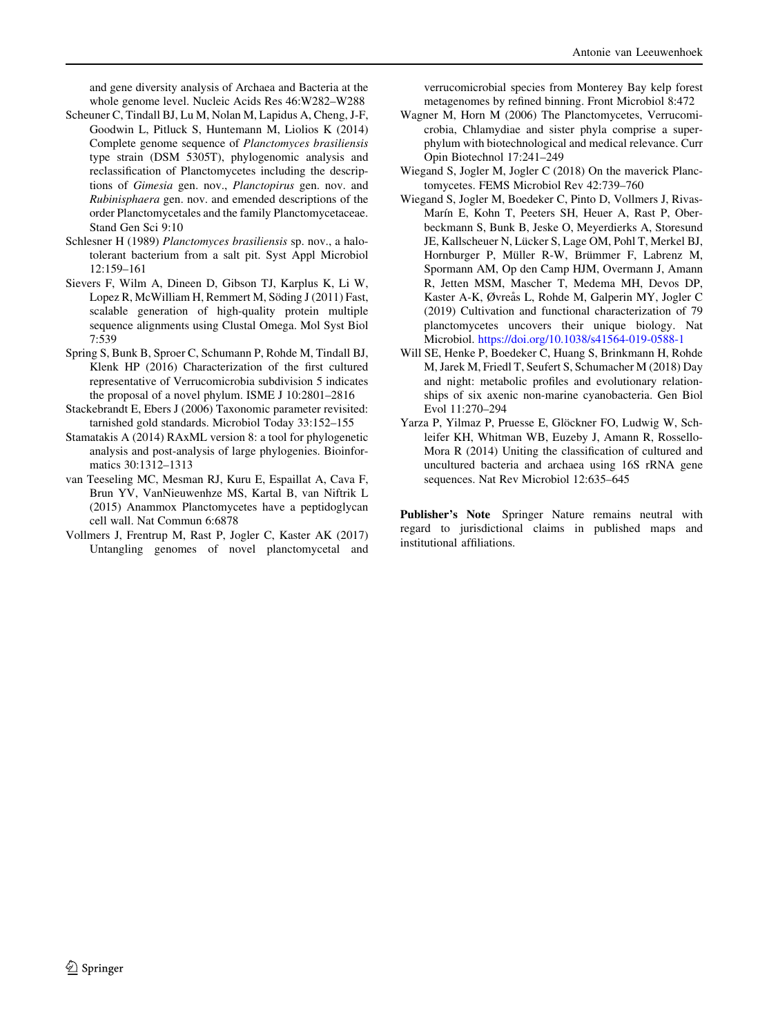and gene diversity analysis of Archaea and Bacteria at the whole genome level. Nucleic Acids Res 46:W282–W288

Scheuner C, Tindall BJ, Lu M, Nolan M, Lapidus A, Cheng, J-F, Goodwin L, Pitluck S, Huntemann M, Liolios K (2014) Complete genome sequence of *Planctomyces brasiliensis* type strain (DSM 5305T), phylogenomic analysis and reclassification of Planctomycetes including the descriptions of *Gimesia* gen. nov., *Planctopirus* gen. nov. and *Rubinisphaera* gen. nov. and emended descriptions of the order Planctomycetales and the family Planctomycetaceae. Stand Gen Sci 9:10

Schlesner H (1989) *Planctomyces brasiliensis* sp. nov., a halotolerant bacterium from a salt pit. Syst Appl Microbiol 12:159–161

Sievers F, Wilm A, Dineen D, Gibson TJ, Karplus K, Li W, Lopez R, McWilliam H, Remmert M, Söding J (2011) Fast, scalable generation of high-quality protein multiple sequence alignments using Clustal Omega. Mol Syst Biol 7:539

Spring S, Bunk B, Sproer C, Schumann P, Rohde M, Tindall BJ, Klenk HP (2016) Characterization of the first cultured representative of Verrucomicrobia subdivision 5 indicates the proposal of a novel phylum. ISME J 10:2801–2816

Stackebrandt E, Ebers J (2006) Taxonomic parameter revisited: tarnished gold standards. Microbiol Today 33:152–155

Stamatakis A (2014) RAxML version 8: a tool for phylogenetic analysis and post-analysis of large phylogenies. Bioinformatics 30:1312–1313

van Teeseling MC, Mesman RJ, Kuru E, Espaillat A, Cava F, Brun YV, VanNieuwenhze MS, Kartal B, van Niftrik L (2015) Anammox Planctomycetes have a peptidoglycan cell wall. Nat Commun 6:6878

Vollmers J, Frentrup M, Rast P, Jogler C, Kaster AK (2017) Untangling genomes of novel planctomycetal and verrucomicrobial species from Monterey Bay kelp forest metagenomes by refined binning. Front Microbiol 8:472

Wagner M, Horn M (2006) The Planctomycetes, Verrucomicrobia, Chlamydiae and sister phyla comprise a superphylum with biotechnological and medical relevance. Curr Opin Biotechnol 17:241–249

Wiegand S, Jogler M, Jogler C (2018) On the maverick Planctomycetes. FEMS Microbiol Rev 42:739–760

Wiegand S, Jogler M, Boedeker C, Pinto D, Vollmers J, Rivas-Marín E, Kohn T, Peeters SH, Heuer A, Rast P, Oberbeckmann S, Bunk B, Jeske O, Meyerdierks A, Storesund JE, Kallscheuer N, Lücker S, Lage OM, Pohl T, Merkel BJ, Hornburger P, Müller R-W, Brümmer F, Labrenz M, Spormann AM, Op den Camp HJM, Overmann J, Amann R, Jetten MSM, Mascher T, Medema MH, Devos DP, Kaster A-K, Øvreås L, Rohde M, Galperin MY, Jogler C (2019) Cultivation and functional characterization of 79 planctomycetes uncovers their unique biology. Nat Microbiol. https://doi.org/10.1038/s41564-019-0588-1

Will SE, Henke P, Boedeker C, Huang S, Brinkmann H, Rohde M, Jarek M, Friedl T, Seufert S, Schumacher M (2018) Day and night: metabolic profiles and evolutionary relationships of six axenic non-marine cyanobacteria. Gen Biol Evol 11:270–294

Yarza P, Yilmaz P, Pruesse E, Glöckner FO, Ludwig W, Schleifer KH, Whitman WB, Euzeby J, Amann R, Rossello-Mora R (2014) Uniting the classification of cultured and uncultured bacteria and archaea using 16S rRNA gene sequences. Nat Rev Microbiol 12:635–645

**Publisher's Note** Springer Nature remains neutral with regard to jurisdictional claims in published maps and institutional affiliations.